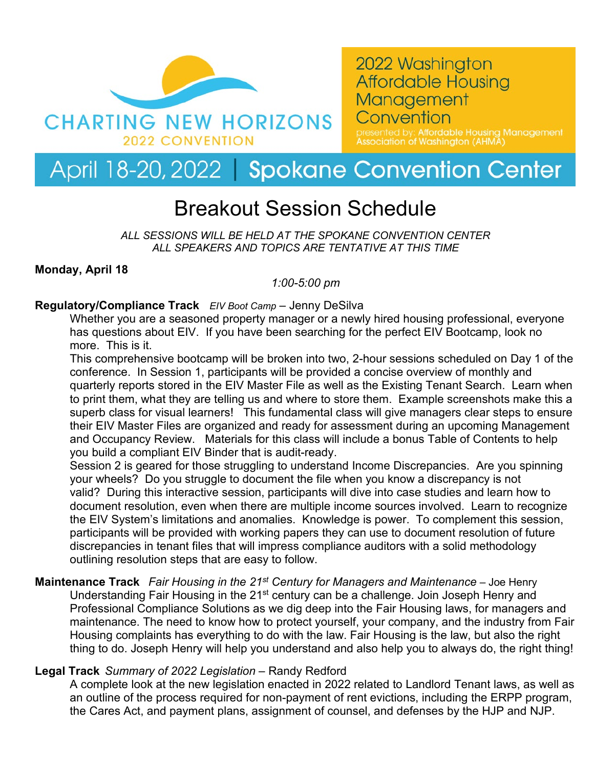CHARTING NEW HORIZONS
2022 CONVENTION

# 2022 Washington Affordable Housing Management Convention

presented by: Affordable Housing Management Association of Washington (AHMA)

## April 18-20, 2022 | Spokane Convention Center

# Breakout Session Schedule

*ALL SESSIONS WILL BE HELD AT THE SPOKANE CONVENTION CENTER*
*ALL SPEAKERS AND TOPICS ARE TENTATIVE AT THIS TIME*

**Monday, April 18**

*1:00-5:00 pm*

**Regulatory/Compliance Track** *EIV Boot Camp* – Jenny DeSilva

Whether you are a seasoned property manager or a newly hired housing professional, everyone has questions about EIV. If you have been searching for the perfect EIV Bootcamp, look no more. This is it.

This comprehensive bootcamp will be broken into two, 2-hour sessions scheduled on Day 1 of the conference. In Session 1, participants will be provided a concise overview of monthly and quarterly reports stored in the EIV Master File as well as the Existing Tenant Search. Learn when to print them, what they are telling us and where to store them. Example screenshots make this a superb class for visual learners! This fundamental class will give managers clear steps to ensure their EIV Master Files are organized and ready for assessment during an upcoming Management and Occupancy Review. Materials for this class will include a bonus Table of Contents to help you build a compliant EIV Binder that is audit-ready.

Session 2 is geared for those struggling to understand Income Discrepancies. Are you spinning your wheels? Do you struggle to document the file when you know a discrepancy is not valid? During this interactive session, participants will dive into case studies and learn how to document resolution, even when there are multiple income sources involved. Learn to recognize the EIV System's limitations and anomalies. Knowledge is power. To complement this session, participants will be provided with working papers they can use to document resolution of future discrepancies in tenant files that will impress compliance auditors with a solid methodology outlining resolution steps that are easy to follow.

**Maintenance Track** *Fair Housing in the 21st Century for Managers and Maintenance* – Joe Henry

Understanding Fair Housing in the 21st century can be a challenge. Join Joseph Henry and Professional Compliance Solutions as we dig deep into the Fair Housing laws, for managers and maintenance. The need to know how to protect yourself, your company, and the industry from Fair Housing complaints has everything to do with the law. Fair Housing is the law, but also the right thing to do. Joseph Henry will help you understand and also help you to always do, the right thing!

**Legal Track** *Summary of 2022 Legislation* – Randy Redford

A complete look at the new legislation enacted in 2022 related to Landlord Tenant laws, as well as an outline of the process required for non-payment of rent evictions, including the ERPP program, the Cares Act, and payment plans, assignment of counsel, and defenses by the HJP and NJP.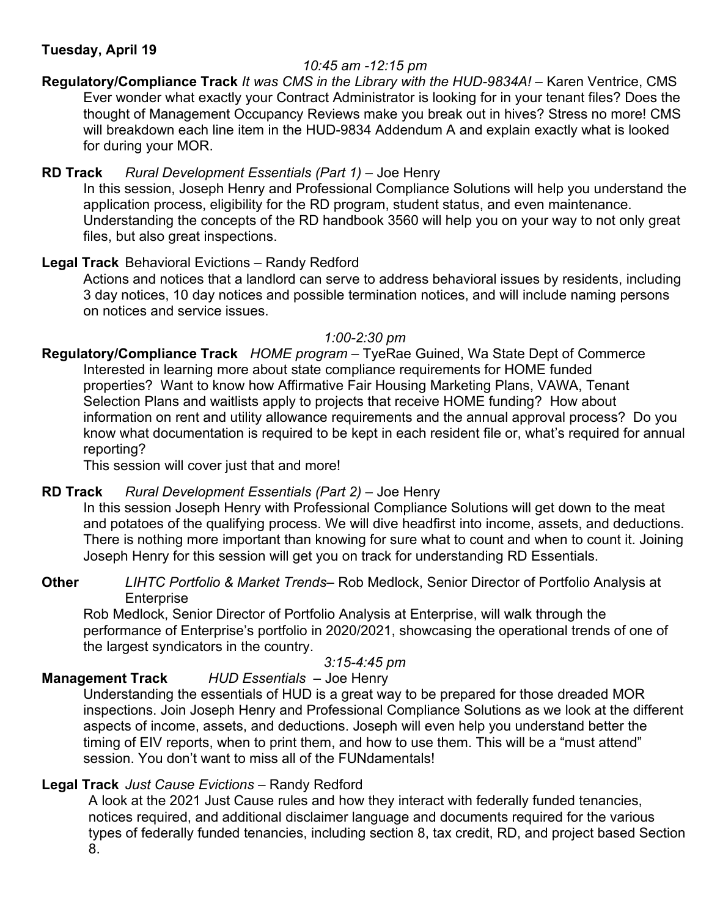**Tuesday, April 19**

*10:45 am -12:15 pm*

**Regulatory/Compliance Track** *It was CMS in the Library with the HUD-9834A!* – Karen Ventrice, CMS

Ever wonder what exactly your Contract Administrator is looking for in your tenant files? Does the thought of Management Occupancy Reviews make you break out in hives? Stress no more! CMS will breakdown each line item in the HUD-9834 Addendum A and explain exactly what is looked for during your MOR.

**RD Track** *Rural Development Essentials (Part 1)* – Joe Henry

In this session, Joseph Henry and Professional Compliance Solutions will help you understand the application process, eligibility for the RD program, student status, and even maintenance. Understanding the concepts of the RD handbook 3560 will help you on your way to not only great files, but also great inspections.

**Legal Track** Behavioral Evictions – Randy Redford

Actions and notices that a landlord can serve to address behavioral issues by residents, including 3 day notices, 10 day notices and possible termination notices, and will include naming persons on notices and service issues.

*1:00-2:30 pm*

**Regulatory/Compliance Track** *HOME program* – TyeRae Guined, Wa State Dept of Commerce

Interested in learning more about state compliance requirements for HOME funded properties? Want to know how Affirmative Fair Housing Marketing Plans, VAWA, Tenant Selection Plans and waitlists apply to projects that receive HOME funding? How about information on rent and utility allowance requirements and the annual approval process? Do you know what documentation is required to be kept in each resident file or, what's required for annual reporting?

This session will cover just that and more!

**RD Track** *Rural Development Essentials (Part 2)* – Joe Henry

In this session Joseph Henry with Professional Compliance Solutions will get down to the meat and potatoes of the qualifying process. We will dive headfirst into income, assets, and deductions. There is nothing more important than knowing for sure what to count and when to count it. Joining Joseph Henry for this session will get you on track for understanding RD Essentials.

**Other** *LIHTC Portfolio & Market Trends*– Rob Medlock, Senior Director of Portfolio Analysis at Enterprise

Rob Medlock, Senior Director of Portfolio Analysis at Enterprise, will walk through the performance of Enterprise's portfolio in 2020/2021, showcasing the operational trends of one of the largest syndicators in the country.

*3:15-4:45 pm*

**Management Track** *HUD Essentials* – Joe Henry

Understanding the essentials of HUD is a great way to be prepared for those dreaded MOR inspections. Join Joseph Henry and Professional Compliance Solutions as we look at the different aspects of income, assets, and deductions. Joseph will even help you understand better the timing of EIV reports, when to print them, and how to use them. This will be a "must attend" session. You don't want to miss all of the FUNdamentals!

**Legal Track** *Just Cause Evictions* – Randy Redford

A look at the 2021 Just Cause rules and how they interact with federally funded tenancies, notices required, and additional disclaimer language and documents required for the various types of federally funded tenancies, including section 8, tax credit, RD, and project based Section 8.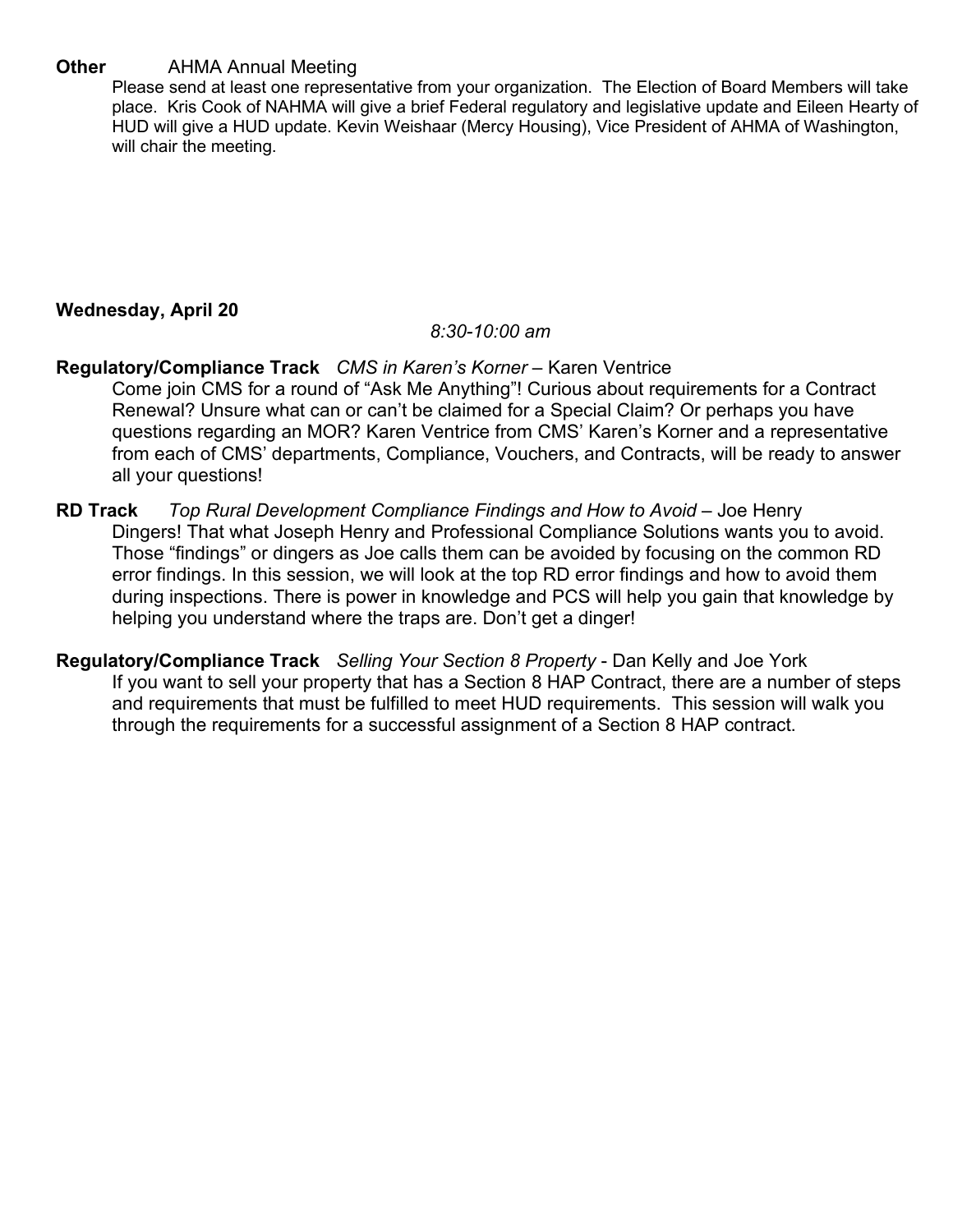**Other** AHMA Annual Meeting

Please send at least one representative from your organization. The Election of Board Members will take place. Kris Cook of NAHMA will give a brief Federal regulatory and legislative update and Eileen Hearty of HUD will give a HUD update. Kevin Weishaar (Mercy Housing), Vice President of AHMA of Washington, will chair the meeting.

**Wednesday, April 20**

*8:30-10:00 am*

**Regulatory/Compliance Track** *CMS in Karen's Korner* – Karen Ventrice

Come join CMS for a round of "Ask Me Anything"! Curious about requirements for a Contract Renewal? Unsure what can or can't be claimed for a Special Claim? Or perhaps you have questions regarding an MOR? Karen Ventrice from CMS' Karen's Korner and a representative from each of CMS' departments, Compliance, Vouchers, and Contracts, will be ready to answer all your questions!

**RD Track** *Top Rural Development Compliance Findings and How to Avoid* – Joe Henry

Dingers! That what Joseph Henry and Professional Compliance Solutions wants you to avoid. Those "findings" or dingers as Joe calls them can be avoided by focusing on the common RD error findings. In this session, we will look at the top RD error findings and how to avoid them during inspections. There is power in knowledge and PCS will help you gain that knowledge by helping you understand where the traps are. Don't get a dinger!

**Regulatory/Compliance Track** *Selling Your Section 8 Property* - Dan Kelly and Joe York

If you want to sell your property that has a Section 8 HAP Contract, there are a number of steps and requirements that must be fulfilled to meet HUD requirements. This session will walk you through the requirements for a successful assignment of a Section 8 HAP contract.